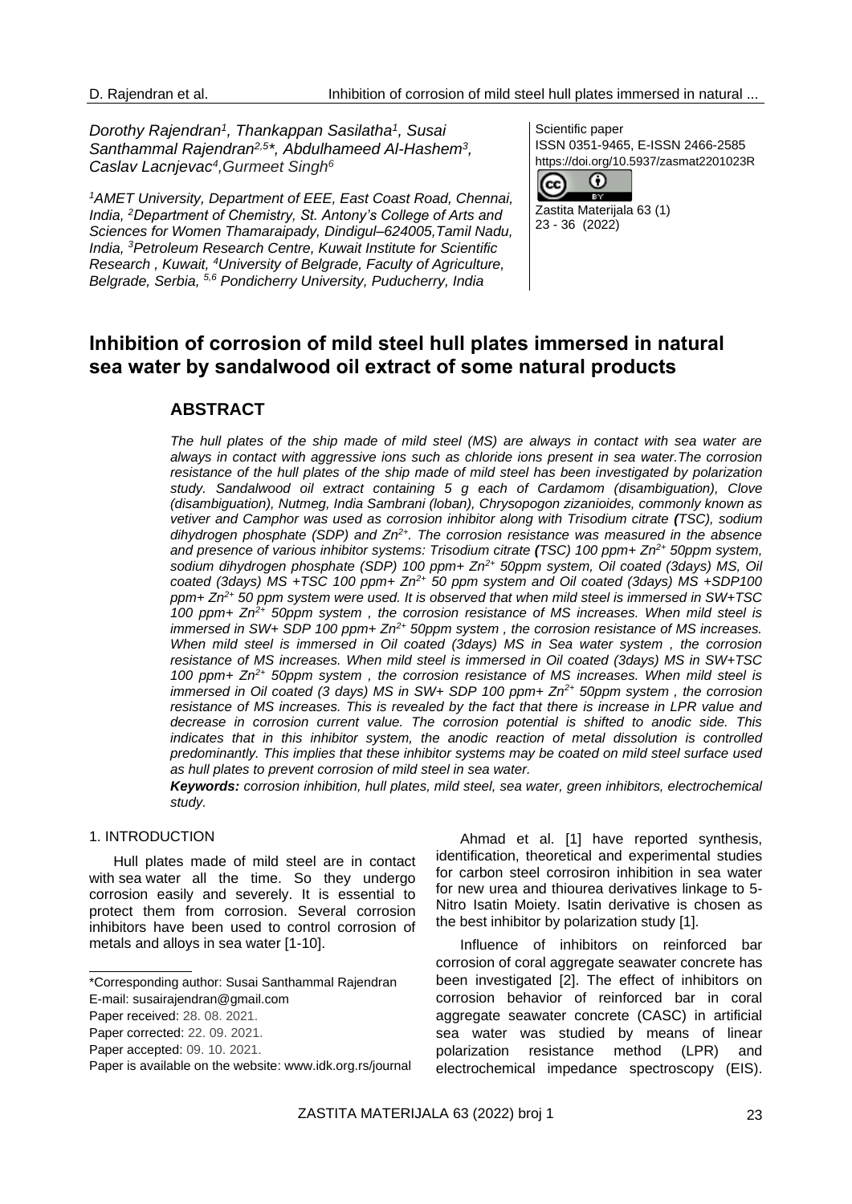*Dorothy Rajendran[1], Thankappan Sasilatha[1], Susai Santhammal Rajendran[2,5]\*, Abdulhameed Al-Hashem[3], Caslav Lacnjevac[4], Gurmeet Singh[6]*

*[1]AMET University, Department of EEE, East Coast Road, Chennai, India, [2]Department of Chemistry, St. Antony's College of Arts and Sciences for Women Thamaraipady, Dindigul–624005, Tamil Nadu, India, [3]Petroleum Research Centre, Kuwait Institute for Scientific Research, Kuwait, [4]University of Belgrade, Faculty of Agriculture, Belgrade, Serbia, [5,6] Pondicherry University, Puducherry, India*

Scientific paper
ISSN 0351-9465, E-ISSN 2466-2585
https://doi.org/10.5937/zasmat2201023R

Zastita Materijala 63 (1)
23 - 36 (2022)

# Inhibition of corrosion of mild steel hull plates immersed in natural sea water by sandalwood oil extract of some natural products

## ABSTRACT

*The hull plates of the ship made of mild steel (MS) are always in contact with sea water are always in contact with aggressive ions such as chloride ions present in sea water. The corrosion resistance of the hull plates of the ship made of mild steel has been investigated by polarization study. Sandalwood oil extract containing 5 g each of Cardamom (disambiguation), Clove (disambiguation), Nutmeg, India Sambrani (loban), Chrysopogon zizanioides, commonly known as vetiver and Camphor was used as corrosion inhibitor along with Trisodium citrate (TSC), sodium dihydrogen phosphate (SDP) and $Zn^{2+}$. The corrosion resistance was measured in the absence and presence of various inhibitor systems: Trisodium citrate (TSC) 100 ppm+ $Zn^{2+}$ 50ppm system, sodium dihydrogen phosphate (SDP) 100 ppm+ $Zn^{2+}$ 50ppm system, Oil coated (3days) MS, Oil coated (3days) MS +TSC 100 ppm+ $Zn^{2+}$ 50 ppm system and Oil coated (3days) MS +SDP100 ppm+ $Zn^{2+}$ 50 ppm system were used. It is observed that when mild steel is immersed in SW+TSC 100 ppm+ $Zn^{2+}$ 50ppm system , the corrosion resistance of MS increases. When mild steel is immersed in SW+ SDP 100 ppm+ $Zn^{2+}$ 50ppm system , the corrosion resistance of MS increases. When mild steel is immersed in Oil coated (3days) MS in Sea water system , the corrosion resistance of MS increases. When mild steel is immersed in Oil coated (3days) MS in SW+TSC 100 ppm+ $Zn^{2+}$ 50ppm system , the corrosion resistance of MS increases. When mild steel is immersed in Oil coated (3 days) MS in SW+ SDP 100 ppm+ $Zn^{2+}$ 50ppm system , the corrosion resistance of MS increases. This is revealed by the fact that there is increase in LPR value and decrease in corrosion current value. The corrosion potential is shifted to anodic side. This indicates that in this inhibitor system, the anodic reaction of metal dissolution is controlled predominantly. This implies that these inhibitor systems may be coated on mild steel surface used as hull plates to prevent corrosion of mild steel in sea water.*

***Keywords:** corrosion inhibition, hull plates, mild steel, sea water, green inhibitors, electrochemical study.*

## 1. INTRODUCTION

Hull plates made of mild steel are in contact with sea water all the time. So they undergo corrosion easily and severely. It is essential to protect them from corrosion. Several corrosion inhibitors have been used to control corrosion of metals and alloys in sea water [1-10].

Ahmad et al. [1] have reported synthesis, identification, theoretical and experimental studies for carbon steel corrosiron inhibition in sea water for new urea and thiourea derivatives linkage to 5-Nitro Isatin Moiety. Isatin derivative is chosen as the best inhibitor by polarization study [1].

Influence of inhibitors on reinforced bar corrosion of coral aggregate seawater concrete has been investigated [2]. The effect of inhibitors on corrosion behavior of reinforced bar in coral aggregate seawater concrete (CASC) in artificial sea water was studied by means of linear polarization resistance method (LPR) and electrochemical impedance spectroscopy (EIS).

\*Corresponding author: Susai Santhammal Rajendran
E-mail: susairajendran@gmail.com
Paper received: 28. 08. 2021.
Paper corrected: 22. 09. 2021.
Paper accepted: 09. 10. 2021.
Paper is available on the website: www.idk.org.rs/journal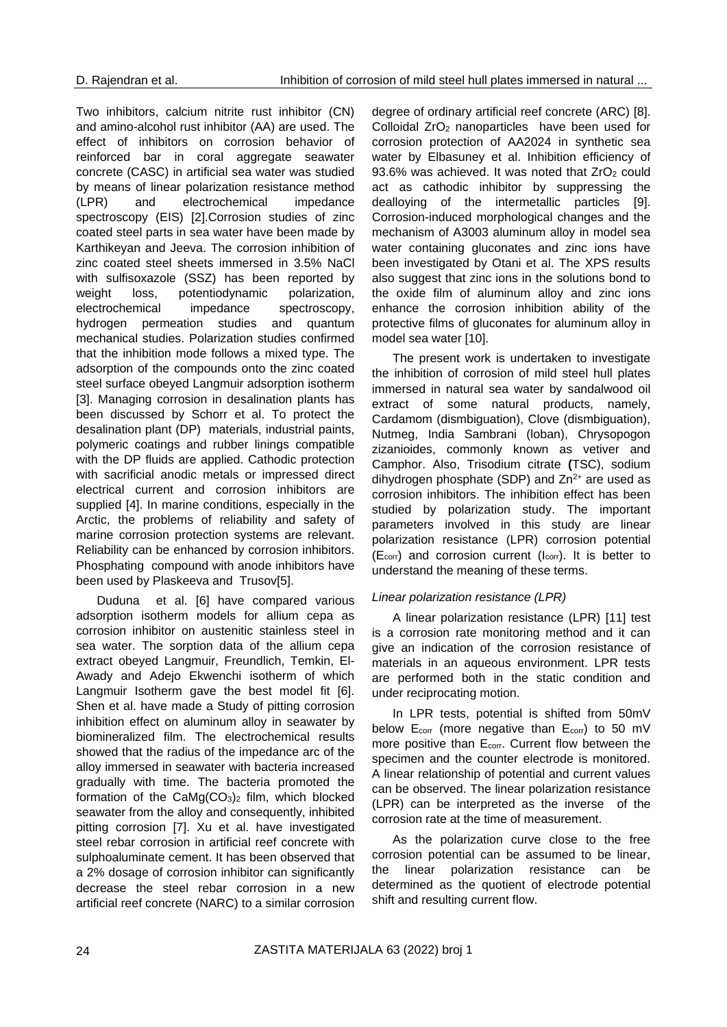Two inhibitors, calcium nitrite rust inhibitor (CN) and amino-alcohol rust inhibitor (AA) are used. The effect of inhibitors on corrosion behavior of reinforced bar in coral aggregate seawater concrete (CASC) in artificial sea water was studied by means of linear polarization resistance method (LPR) and electrochemical impedance spectroscopy (EIS) [2].Corrosion studies of zinc coated steel parts in sea water have been made by Karthikeyan and Jeeva. The corrosion inhibition of zinc coated steel sheets immersed in 3.5% NaCl with sulfisoxazole (SSZ) has been reported by weight loss, potentiodynamic polarization, electrochemical impedance spectroscopy, hydrogen permeation studies and quantum mechanical studies. Polarization studies confirmed that the inhibition mode follows a mixed type. The adsorption of the compounds onto the zinc coated steel surface obeyed Langmuir adsorption isotherm [3]. Managing corrosion in desalination plants has been discussed by Schorr et al. To protect the desalination plant (DP) materials, industrial paints, polymeric coatings and rubber linings compatible with the DP fluids are applied. Cathodic protection with sacrificial anodic metals or impressed direct electrical current and corrosion inhibitors are supplied [4]. In marine conditions, especially in the Arctic, the problems of reliability and safety of marine corrosion protection systems are relevant. Reliability can be enhanced by corrosion inhibitors. Phosphating compound with anode inhibitors have been used by Plaskeeva and Trusov[5].

Duduna et al. [6] have compared various adsorption isotherm models for allium cepa as corrosion inhibitor on austenitic stainless steel in sea water. The sorption data of the allium cepa extract obeyed Langmuir, Freundlich, Temkin, El-Awady and Adejo Ekwenchi isotherm of which Langmuir Isotherm gave the best model fit [6]. Shen et al. have made a Study of pitting corrosion inhibition effect on aluminum alloy in seawater by biomineralized film. The electrochemical results showed that the radius of the impedance arc of the alloy immersed in seawater with bacteria increased gradually with time. The bacteria promoted the formation of the $CaMg(CO_3)_2$ film, which blocked seawater from the alloy and consequently, inhibited pitting corrosion [7]. Xu et al. have investigated steel rebar corrosion in artificial reef concrete with sulphoaluminate cement. It has been observed that a 2% dosage of corrosion inhibitor can significantly decrease the steel rebar corrosion in a new artificial reef concrete (NARC) to a similar corrosion degree of ordinary artificial reef concrete (ARC) [8]. Colloidal $ZrO_2$ nanoparticles have been used for corrosion protection of AA2024 in synthetic sea water by Elbasuney et al. Inhibition efficiency of 93.6% was achieved. It was noted that $ZrO_2$ could act as cathodic inhibitor by suppressing the dealloying of the intermetallic particles [9]. Corrosion-induced morphological changes and the mechanism of A3003 aluminum alloy in model sea water containing gluconates and zinc ions have been investigated by Otani et al. The XPS results also suggest that zinc ions in the solutions bond to the oxide film of aluminum alloy and zinc ions enhance the corrosion inhibition ability of the protective films of gluconates for aluminum alloy in model sea water [10].

The present work is undertaken to investigate the inhibition of corrosion of mild steel hull plates immersed in natural sea water by sandalwood oil extract of some natural products, namely, Cardamom (dismbiguation), Clove (dismbiguation), Nutmeg, India Sambrani (loban), Chrysopogon zizanioides, commonly known as vetiver and Camphor. Also, Trisodium citrate **(**TSC), sodium dihydrogen phosphate (SDP) and $Zn^{2+}$ are used as corrosion inhibitors. The inhibition effect has been studied by polarization study. The important parameters involved in this study are linear polarization resistance (LPR) corrosion potential ($E_{corr}$) and corrosion current ($I_{corr}$). It is better to understand the meaning of these terms.

*Linear polarization resistance (LPR)*

A linear polarization resistance (LPR) [11] test is a corrosion rate monitoring method and it can give an indication of the corrosion resistance of materials in an aqueous environment. LPR tests are performed both in the static condition and under reciprocating motion.

In LPR tests, potential is shifted from 50mV below $E_{corr}$ (more negative than $E_{corr}$) to 50 mV more positive than $E_{corr}$. Current flow between the specimen and the counter electrode is monitored. A linear relationship of potential and current values can be observed. The linear polarization resistance (LPR) can be interpreted as the inverse of the corrosion rate at the time of measurement.

As the polarization curve close to the free corrosion potential can be assumed to be linear, the linear polarization resistance can be determined as the quotient of electrode potential shift and resulting current flow.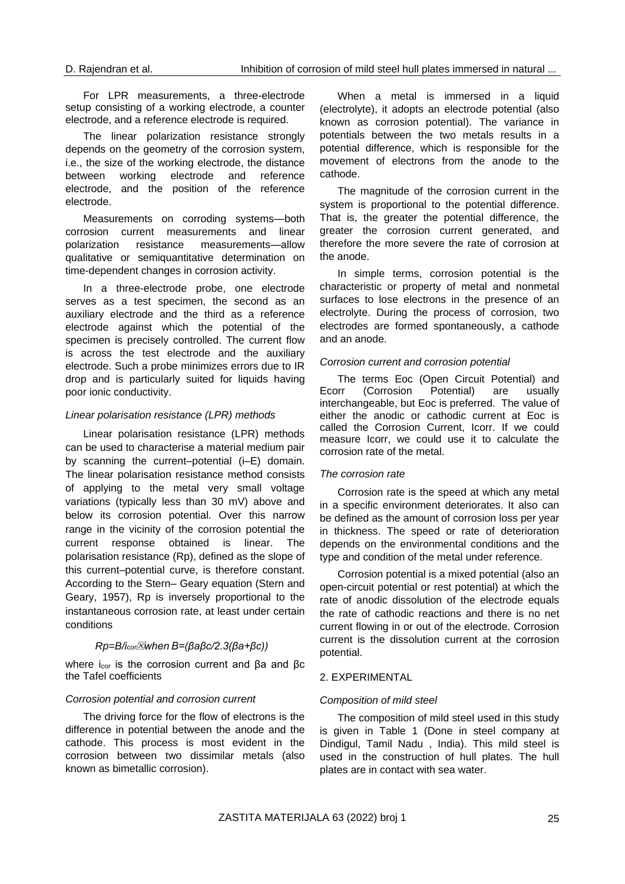For LPR measurements, a three-electrode setup consisting of a working electrode, a counter electrode, and a reference electrode is required.

The linear polarization resistance strongly depends on the geometry of the corrosion system, i.e., the size of the working electrode, the distance between working electrode and reference electrode, and the position of the reference electrode.

Measurements on corroding systems—both corrosion current measurements and linear polarization resistance measurements—allow qualitative or semiquantitative determination on time-dependent changes in corrosion activity.

In a three-electrode probe, one electrode serves as a test specimen, the second as an auxiliary electrode and the third as a reference electrode against which the potential of the specimen is precisely controlled. The current flow is across the test electrode and the auxiliary electrode. Such a probe minimizes errors due to IR drop and is particularly suited for liquids having poor ionic conductivity.

*Linear polarisation resistance (LPR) methods*

Linear polarisation resistance (LPR) methods can be used to characterise a material medium pair by scanning the current–potential (i–E) domain. The linear polarisation resistance method consists of applying to the metal very small voltage variations (typically less than 30 mV) above and below its corrosion potential. Over this narrow range in the vicinity of the corrosion potential the current response obtained is linear. The polarisation resistance (Rp), defined as the slope of this current–potential curve, is therefore constant. According to the Stern– Geary equation (Stern and Geary, 1957), Rp is inversely proportional to the instantaneous corrosion rate, at least under certain conditions

$$Rp=B/i_{cor} \quad \text{when } B=(\beta a \beta c/2.3(\beta a+\beta c))$$

where $i_{cor}$ is the corrosion current and βa and βc the Tafel coefficients

*Corrosion potential and corrosion current*

The driving force for the flow of electrons is the difference in potential between the anode and the cathode. This process is most evident in the corrosion between two dissimilar metals (also known as bimetallic corrosion).

When a metal is immersed in a liquid (electrolyte), it adopts an electrode potential (also known as corrosion potential). The variance in potentials between the two metals results in a potential difference, which is responsible for the movement of electrons from the anode to the cathode.

The magnitude of the corrosion current in the system is proportional to the potential difference. That is, the greater the potential difference, the greater the corrosion current generated, and therefore the more severe the rate of corrosion at the anode.

In simple terms, corrosion potential is the characteristic or property of metal and nonmetal surfaces to lose electrons in the presence of an electrolyte. During the process of corrosion, two electrodes are formed spontaneously, a cathode and an anode.

*Corrosion current and corrosion potential*

The terms Eoc (Open Circuit Potential) and Ecorr (Corrosion Potential) are usually interchangeable, but Eoc is preferred. The value of either the anodic or cathodic current at Eoc is called the Corrosion Current, Icorr. If we could measure Icorr, we could use it to calculate the corrosion rate of the metal.

*The corrosion rate*

Corrosion rate is the speed at which any metal in a specific environment deteriorates. It also can be defined as the amount of corrosion loss per year in thickness. The speed or rate of deterioration depends on the environmental conditions and the type and condition of the metal under reference.

Corrosion potential is a mixed potential (also an open-circuit potential or rest potential) at which the rate of anodic dissolution of the electrode equals the rate of cathodic reactions and there is no net current flowing in or out of the electrode. Corrosion current is the dissolution current at the corrosion potential.

## 2. EXPERIMENTAL

*Composition of mild steel*

The composition of mild steel used in this study is given in Table 1 (Done in steel company at Dindigul, Tamil Nadu , India). This mild steel is used in the construction of hull plates. The hull plates are in contact with sea water.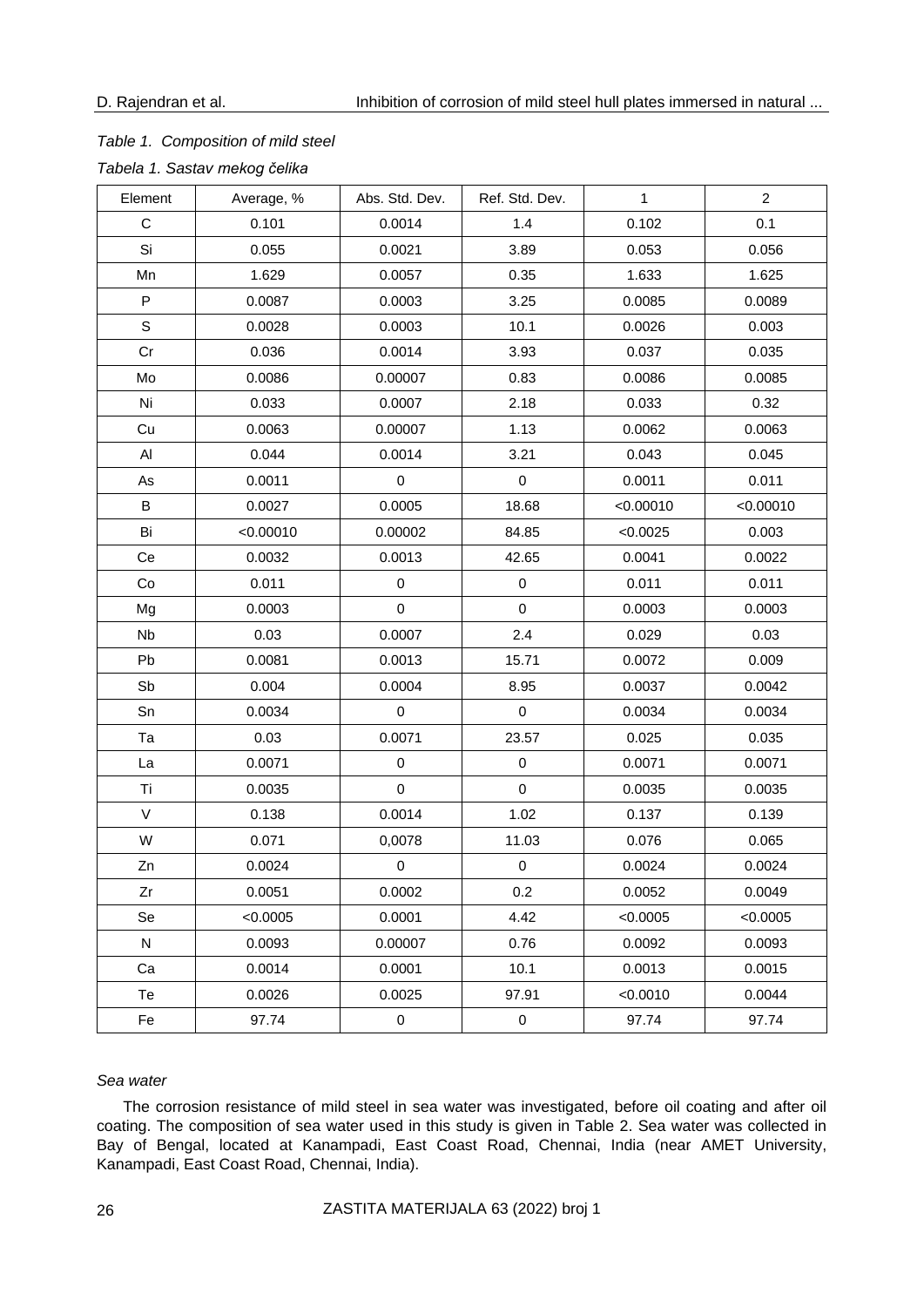*Table 1. Composition of mild steel*

*Tabela 1. Sastav mekog čelika*

| Element | Average, % | Abs. Std. Dev. | Ref. Std. Dev. | 1 | 2 |
|---|---|---|---|---|---|
| C | 0.101 | 0.0014 | 1.4 | 0.102 | 0.1 |
| Si | 0.055 | 0.0021 | 3.89 | 0.053 | 0.056 |
| Mn | 1.629 | 0.0057 | 0.35 | 1.633 | 1.625 |
| P | 0.0087 | 0.0003 | 3.25 | 0.0085 | 0.0089 |
| S | 0.0028 | 0.0003 | 10.1 | 0.0026 | 0.003 |
| Cr | 0.036 | 0.0014 | 3.93 | 0.037 | 0.035 |
| Mo | 0.0086 | 0.00007 | 0.83 | 0.0086 | 0.0085 |
| Ni | 0.033 | 0.0007 | 2.18 | 0.033 | 0.32 |
| Cu | 0.0063 | 0.00007 | 1.13 | 0.0062 | 0.0063 |
| Al | 0.044 | 0.0014 | 3.21 | 0.043 | 0.045 |
| As | 0.0011 | 0 | 0 | 0.0011 | 0.011 |
| B | 0.0027 | 0.0005 | 18.68 | <0.00010 | <0.00010 |
| Bi | <0.00010 | 0.00002 | 84.85 | <0.0025 | 0.003 |
| Ce | 0.0032 | 0.0013 | 42.65 | 0.0041 | 0.0022 |
| Co | 0.011 | 0 | 0 | 0.011 | 0.011 |
| Mg | 0.0003 | 0 | 0 | 0.0003 | 0.0003 |
| Nb | 0.03 | 0.0007 | 2.4 | 0.029 | 0.03 |
| Pb | 0.0081 | 0.0013 | 15.71 | 0.0072 | 0.009 |
| Sb | 0.004 | 0.0004 | 8.95 | 0.0037 | 0.0042 |
| Sn | 0.0034 | 0 | 0 | 0.0034 | 0.0034 |
| Ta | 0.03 | 0.0071 | 23.57 | 0.025 | 0.035 |
| La | 0.0071 | 0 | 0 | 0.0071 | 0.0071 |
| Ti | 0.0035 | 0 | 0 | 0.0035 | 0.0035 |
| V | 0.138 | 0.0014 | 1.02 | 0.137 | 0.139 |
| W | 0.071 | 0,0078 | 11.03 | 0.076 | 0.065 |
| Zn | 0.0024 | 0 | 0 | 0.0024 | 0.0024 |
| Zr | 0.0051 | 0.0002 | 0.2 | 0.0052 | 0.0049 |
| Se | <0.0005 | 0.0001 | 4.42 | <0.0005 | <0.0005 |
| N | 0.0093 | 0.00007 | 0.76 | 0.0092 | 0.0093 |
| Ca | 0.0014 | 0.0001 | 10.1 | 0.0013 | 0.0015 |
| Te | 0.0026 | 0.0025 | 97.91 | <0.0010 | 0.0044 |
| Fe | 97.74 | 0 | 0 | 97.74 | 97.74 |

*Sea water*

The corrosion resistance of mild steel in sea water was investigated, before oil coating and after oil coating. The composition of sea water used in this study is given in Table 2. Sea water was collected in Bay of Bengal, located at Kanampadi, East Coast Road, Chennai, India (near AMET University, Kanampadi, East Coast Road, Chennai, India).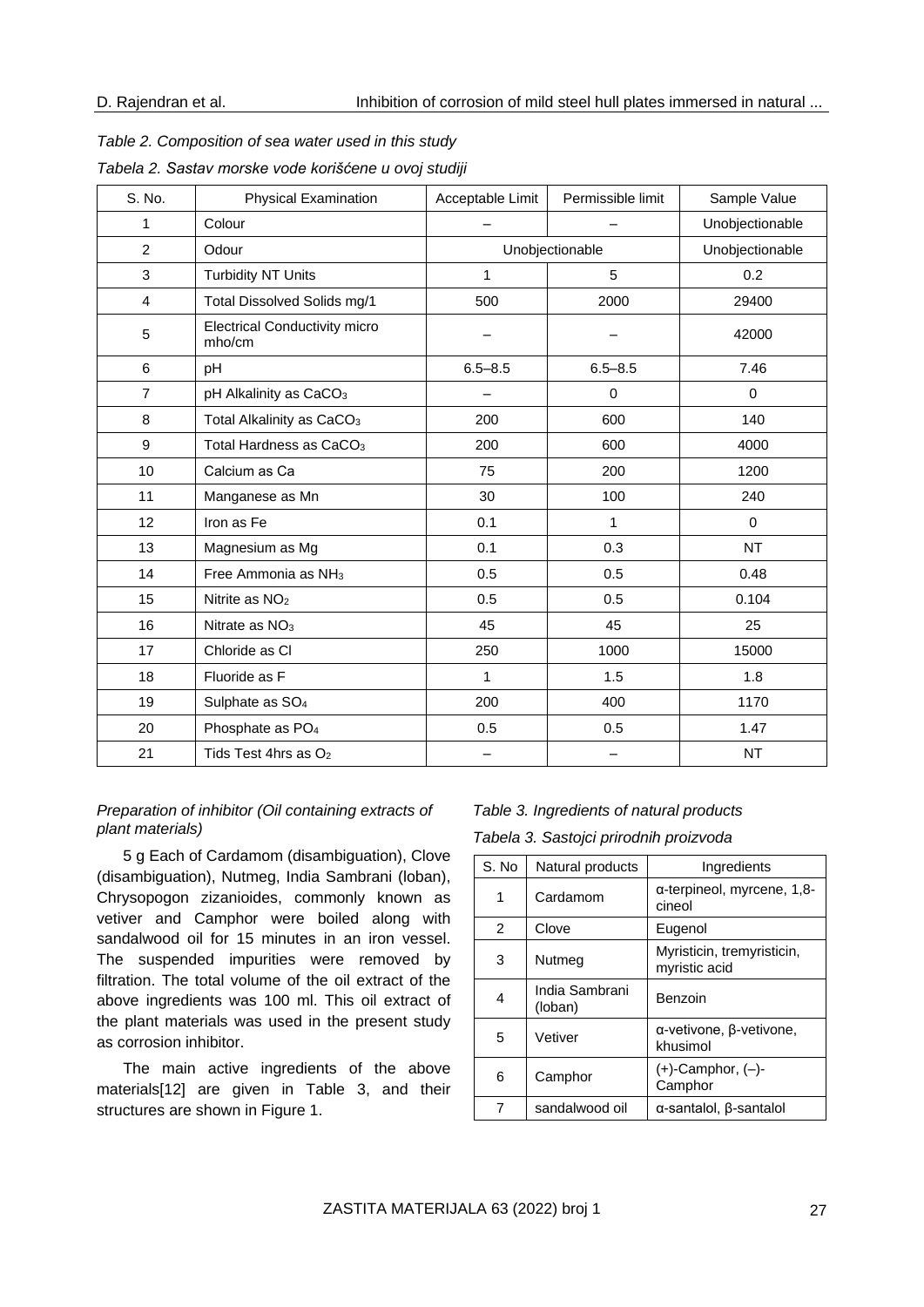*Table 2. Composition of sea water used in this study*

*Tabela 2. Sastav morske vode korišćene u ovoj studiji*

| S. No. | Physical Examination | Acceptable Limit | Permissible limit | Sample Value |
|---|---|---|---|---|
| 1 | Colour | – | – | Unobjectionable |
| 2 | Odour | Unobjectionable | | Unobjectionable |
| 3 | Turbidity NT Units | 1 | 5 | 0.2 |
| 4 | Total Dissolved Solids mg/1 | 500 | 2000 | 29400 |
| 5 | Electrical Conductivity micro mho/cm | – | – | 42000 |
| 6 | pH | 6.5–8.5 | 6.5–8.5 | 7.46 |
| 7 | pH Alkalinity as $CaCO_3$ | – | 0 | 0 |
| 8 | Total Alkalinity as $CaCO_3$ | 200 | 600 | 140 |
| 9 | Total Hardness as $CaCO_3$ | 200 | 600 | 4000 |
| 10 | Calcium as Ca | 75 | 200 | 1200 |
| 11 | Manganese as Mn | 30 | 100 | 240 |
| 12 | Iron as Fe | 0.1 | 1 | 0 |
| 13 | Magnesium as Mg | 0.1 | 0.3 | NT |
| 14 | Free Ammonia as $NH_3$ | 0.5 | 0.5 | 0.48 |
| 15 | Nitrite as $NO_2$ | 0.5 | 0.5 | 0.104 |
| 16 | Nitrate as $NO_3$ | 45 | 45 | 25 |
| 17 | Chloride as Cl | 250 | 1000 | 15000 |
| 18 | Fluoride as F | 1 | 1.5 | 1.8 |
| 19 | Sulphate as $SO_4$ | 200 | 400 | 1170 |
| 20 | Phosphate as $PO_4$ | 0.5 | 0.5 | 1.47 |
| 21 | Tids Test 4hrs as $O_2$ | – | – | NT |

*Preparation of inhibitor (Oil containing extracts of plant materials)*

5 g Each of Cardamom (disambiguation), Clove (disambiguation), Nutmeg, India Sambrani (loban), Chrysopogon zizanioides, commonly known as vetiver and Camphor were boiled along with sandalwood oil for 15 minutes in an iron vessel. The suspended impurities were removed by filtration. The total volume of the oil extract of the above ingredients was 100 ml. This oil extract of the plant materials was used in the present study as corrosion inhibitor.

The main active ingredients of the above materials[12] are given in Table 3, and their structures are shown in Figure 1.

*Table 3. Ingredients of natural products*

*Tabela 3. Sastojci prirodnih proizvoda*

| S. No | Natural products | Ingredients |
|---|---|---|
| 1 | Cardamom | α-terpineol, myrcene, 1,8-cineol |
| 2 | Clove | Eugenol |
| 3 | Nutmeg | Myristicin, tremyristicin, myristic acid |
| 4 | India Sambrani (loban) | Benzoin |
| 5 | Vetiver | α-vetivone, β-vetivone, khusimol |
| 6 | Camphor | (+)-Camphor, (–)-Camphor |
| 7 | sandalwood oil | α-santalol, β-santalol |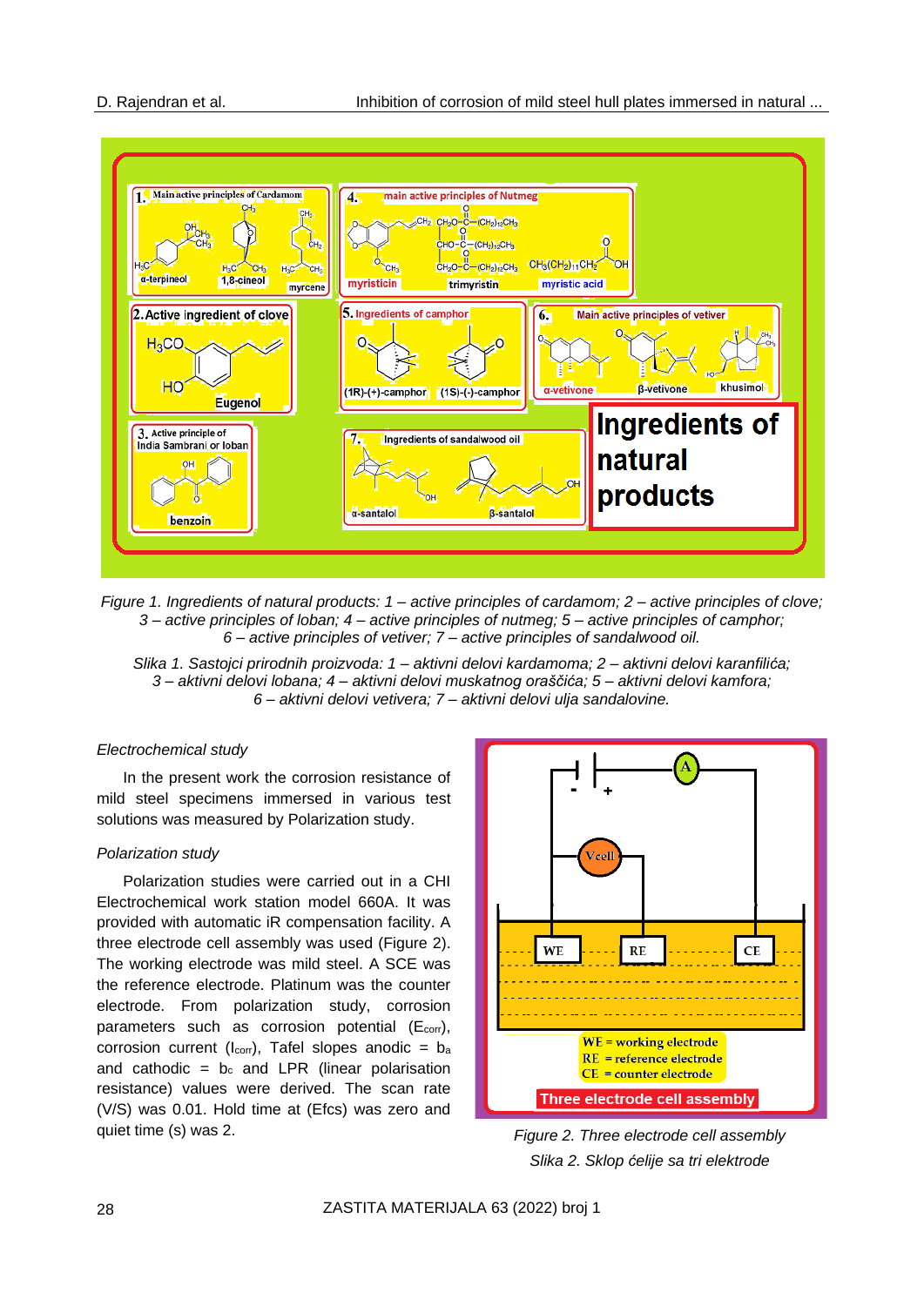Figure 1. Ingredients of natural products: 1 – active principles of cardamom; 2 – active principles of clove; 3 – active principles of loban; 4 – active principles of nutmeg; 5 – active principles of camphor; 6 – active principles of vetiver; 7 – active principles of sandalwood oil.

Slika 1. Sastojci prirodnih proizvoda: 1 – aktivni delovi kardamoma; 2 – aktivni delovi karanfilića; 3 – aktivni delovi lobana; 4 – aktivni delovi muskatnog oraščića; 5 – aktivni delovi kamfora; 6 – aktivni delovi vetivera; 7 – aktivni delovi ulja sandalovine.

*Electrochemical study*

In the present work the corrosion resistance of mild steel specimens immersed in various test solutions was measured by Polarization study.

*Polarization study*

Polarization studies were carried out in a CHI Electrochemical work station model 660A. It was provided with automatic iR compensation facility. A three electrode cell assembly was used (Figure 2). The working electrode was mild steel. A SCE was the reference electrode. Platinum was the counter electrode. From polarization study, corrosion parameters such as corrosion potential ($E_{corr}$), corrosion current ($I_{corr}$), Tafel slopes anodic = $b_a$ and cathodic = $b_c$ and LPR (linear polarisation resistance) values were derived. The scan rate (V/S) was 0.01. Hold time at (Efcs) was zero and quiet time (s) was 2.

Figure 2. Three electrode cell assembly

Slika 2. Sklop ćelije sa tri elektrode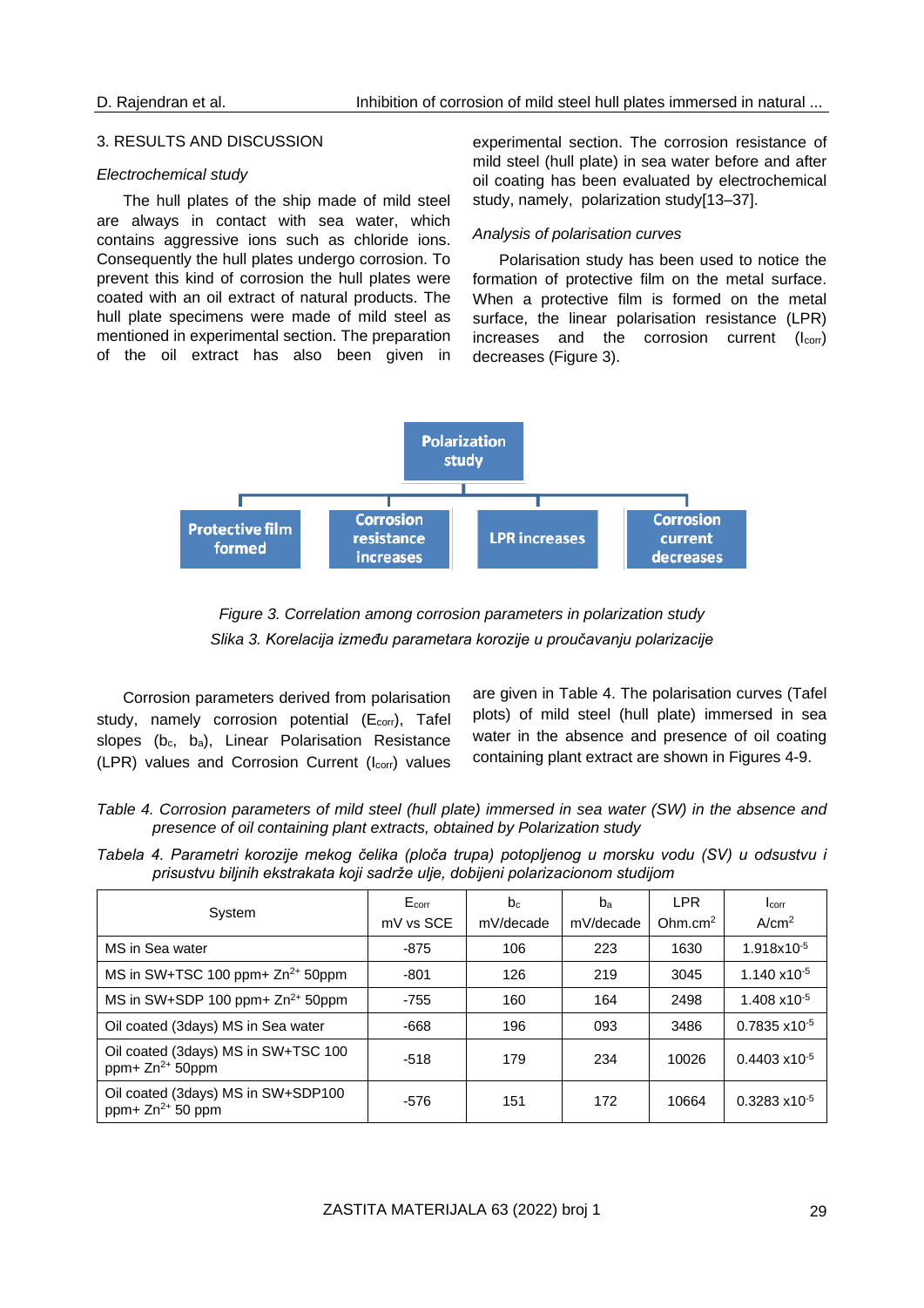## 3. RESULTS AND DISCUSSION

*Electrochemical study*

The hull plates of the ship made of mild steel are always in contact with sea water, which contains aggressive ions such as chloride ions. Consequently the hull plates undergo corrosion. To prevent this kind of corrosion the hull plates were coated with an oil extract of natural products. The hull plate specimens were made of mild steel as mentioned in experimental section. The preparation of the oil extract has also been given in experimental section. The corrosion resistance of mild steel (hull plate) in sea water before and after oil coating has been evaluated by electrochemical study, namely, polarization study[13–37].

*Analysis of polarisation curves*

Polarisation study has been used to notice the formation of protective film on the metal surface. When a protective film is formed on the metal surface, the linear polarisation resistance (LPR) increases and the corrosion current ($I_{corr}$) decreases (Figure 3).

Polarization study → Protective film formed; Corrosion resistance increases; LPR increases; Corrosion current decreases

*Figure 3. Correlation among corrosion parameters in polarization study*

*Slika 3. Korelacija između parametara korozije u proučavanju polarizacije*

Corrosion parameters derived from polarisation study, namely corrosion potential ($E_{corr}$), Tafel slopes ($b_c$, $b_a$), Linear Polarisation Resistance (LPR) values and Corrosion Current ($I_{corr}$) values are given in Table 4. The polarisation curves (Tafel plots) of mild steel (hull plate) immersed in sea water in the absence and presence of oil coating containing plant extract are shown in Figures 4-9.

*Table 4. Corrosion parameters of mild steel (hull plate) immersed in sea water (SW) in the absence and presence of oil containing plant extracts, obtained by Polarization study*

*Tabela 4. Parametri korozije mekog čelika (ploča trupa) potopljenog u morsku vodu (SV) u odsustvu i prisustvu biljnih ekstrakata koji sadrže ulje, dobijeni polarizacionom studijom*

| System | $E_{corr}$ mV vs SCE | $b_c$ mV/decade | $b_a$ mV/decade | LPR Ohm.cm$^2$ | $I_{corr}$ A/cm$^2$ |
|---|---|---|---|---|---|
| MS in Sea water | -875 | 106 | 223 | 1630 | $1.918 \times 10^{-5}$ |
| MS in SW+TSC 100 ppm+ $Zn^{2+}$ 50ppm | -801 | 126 | 219 | 3045 | $1.140 \times 10^{-5}$ |
| MS in SW+SDP 100 ppm+ $Zn^{2+}$ 50ppm | -755 | 160 | 164 | 2498 | $1.408 \times 10^{-5}$ |
| Oil coated (3days) MS in Sea water | -668 | 196 | 093 | 3486 | $0.7835 \times 10^{-5}$ |
| Oil coated (3days) MS in SW+TSC 100 ppm+ $Zn^{2+}$ 50ppm | -518 | 179 | 234 | 10026 | $0.4403 \times 10^{-5}$ |
| Oil coated (3days) MS in SW+SDP100 ppm+ $Zn^{2+}$ 50 ppm | -576 | 151 | 172 | 10664 | $0.3283 \times 10^{-5}$ |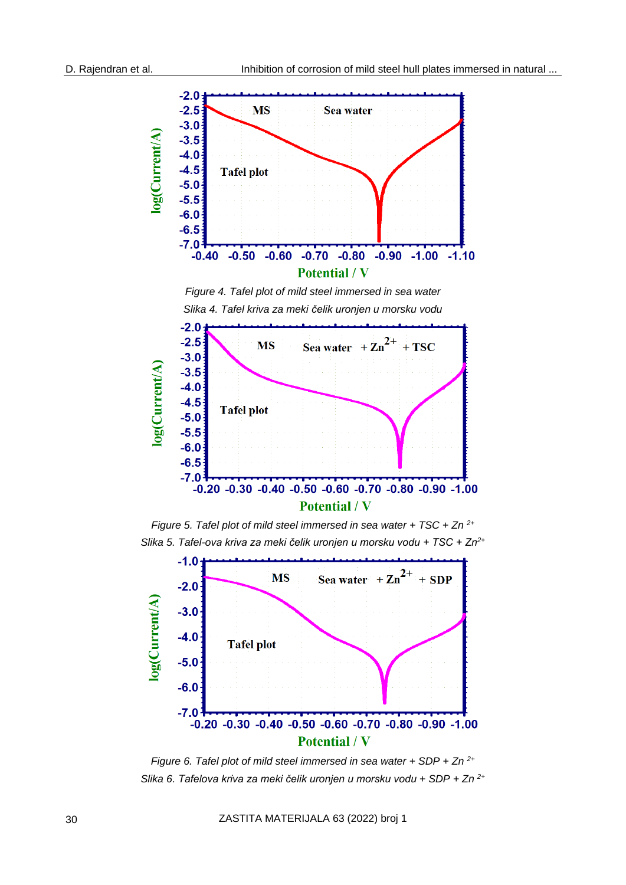*Figure 4. Tafel plot of mild steel immersed in sea water*

*Slika 4. Tafel kriva za meki čelik uronjen u morsku vodu*

*Figure 5. Tafel plot of mild steel immersed in sea water + TSC + $Zn^{2+}$*

*Slika 5. Tafel-ova kriva za meki čelik uronjen u morsku vodu + TSC + $Zn^{2+}$*

*Figure 6. Tafel plot of mild steel immersed in sea water + SDP + $Zn^{2+}$*

*Slika 6. Tafelova kriva za meki čelik uronjen u morsku vodu + SDP + $Zn^{2+}$*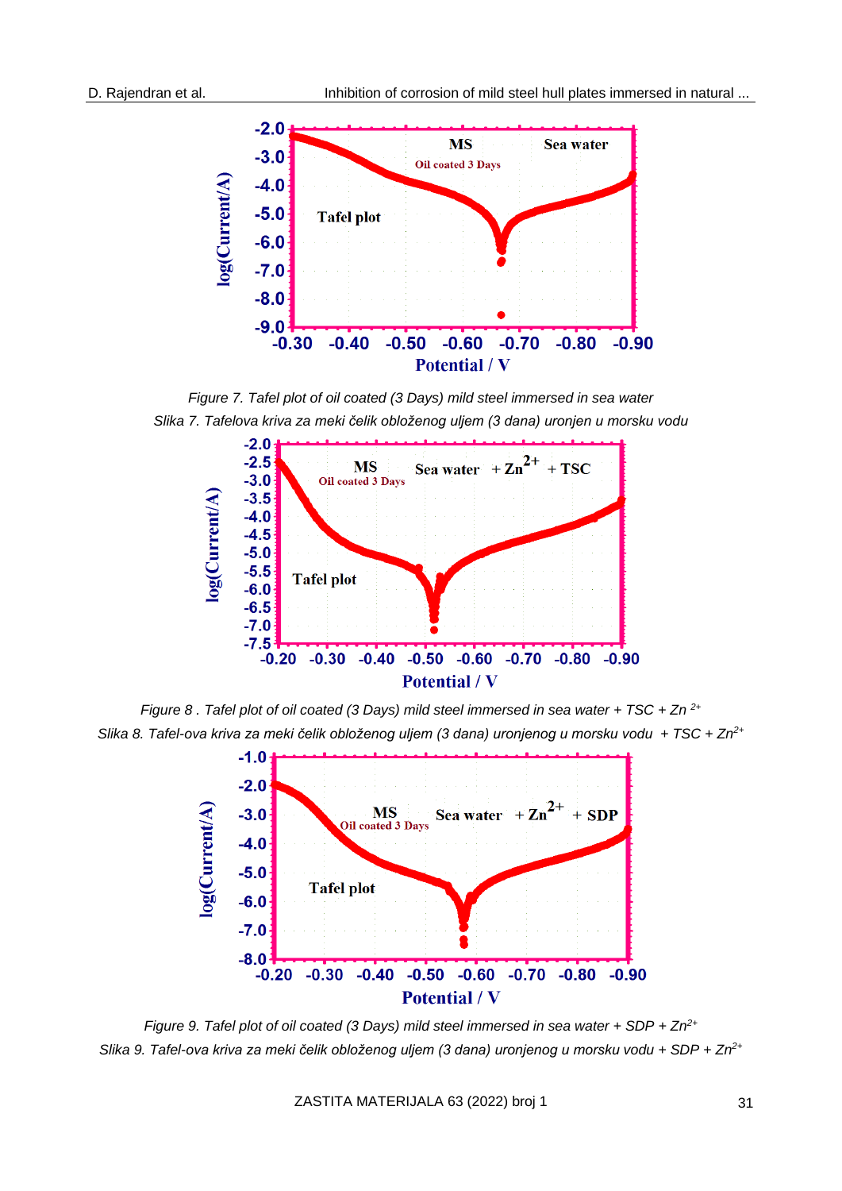*Figure 7. Tafel plot of oil coated (3 Days) mild steel immersed in sea water*

*Slika 7. Tafelova kriva za meki čelik obloženog uljem (3 dana) uronjen u morsku vodu*

*Figure 8 . Tafel plot of oil coated (3 Days) mild steel immersed in sea water + TSC + $Zn^{2+}$*

*Slika 8. Tafel-ova kriva za meki čelik obloženog uljem (3 dana) uronjenog u morsku vodu + TSC + $Zn^{2+}$*

*Figure 9. Tafel plot of oil coated (3 Days) mild steel immersed in sea water + SDP + $Zn^{2+}$*

*Slika 9. Tafel-ova kriva za meki čelik obloženog uljem (3 dana) uronjenog u morsku vodu + SDP + $Zn^{2+}$*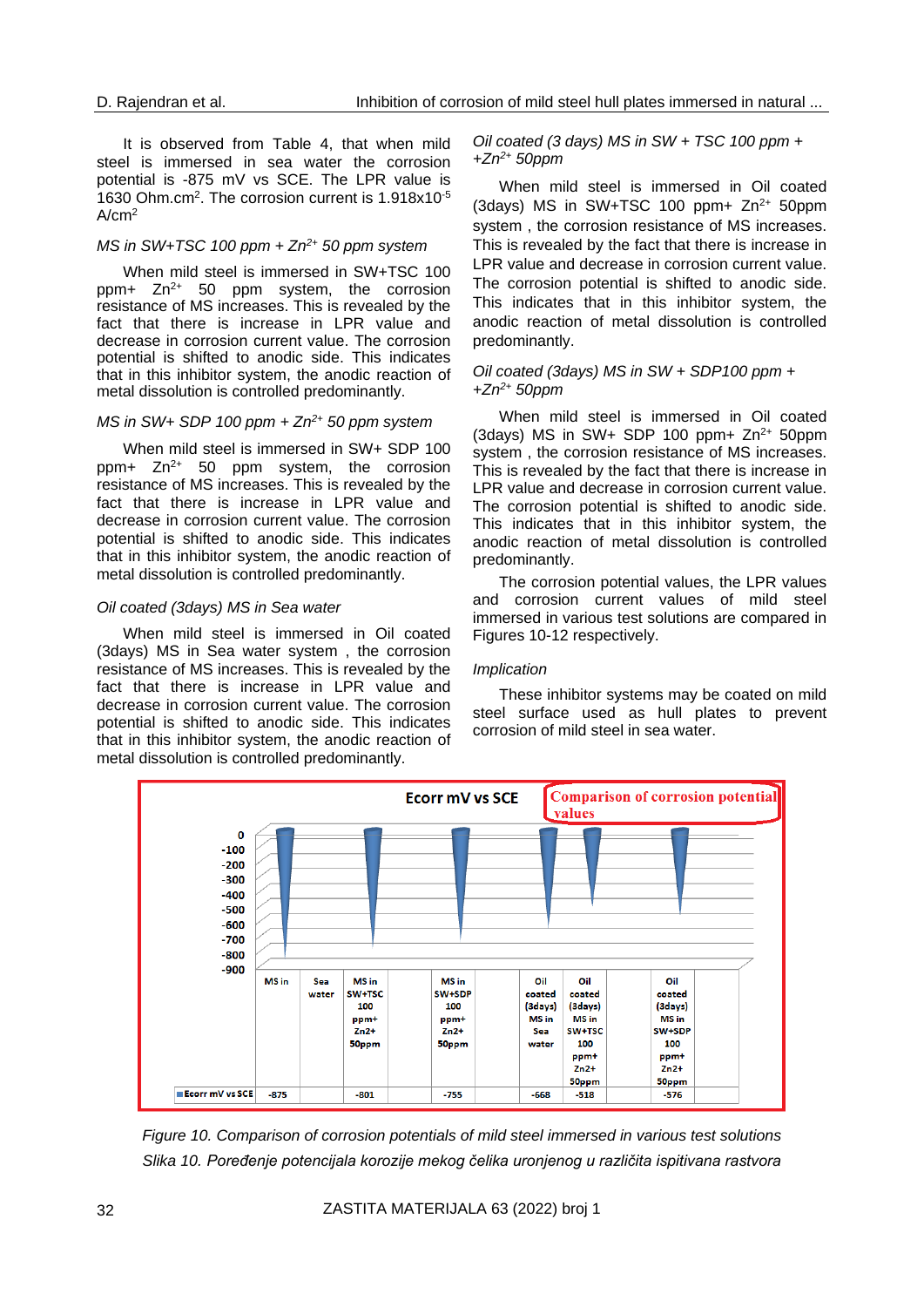It is observed from Table 4, that when mild steel is immersed in sea water the corrosion potential is -875 mV vs SCE. The LPR value is 1630 Ohm.cm$^2$. The corrosion current is 1.918x10$^{-5}$ A/cm$^2$

*MS in SW+TSC 100 ppm + $Zn^{2+}$ 50 ppm system*

When mild steel is immersed in SW+TSC 100 ppm+ $Zn^{2+}$ 50 ppm system, the corrosion resistance of MS increases. This is revealed by the fact that there is increase in LPR value and decrease in corrosion current value. The corrosion potential is shifted to anodic side. This indicates that in this inhibitor system, the anodic reaction of metal dissolution is controlled predominantly.

*MS in SW+ SDP 100 ppm + $Zn^{2+}$ 50 ppm system*

When mild steel is immersed in SW+ SDP 100 ppm+ $Zn^{2+}$ 50 ppm system, the corrosion resistance of MS increases. This is revealed by the fact that there is increase in LPR value and decrease in corrosion current value. The corrosion potential is shifted to anodic side. This indicates that in this inhibitor system, the anodic reaction of metal dissolution is controlled predominantly.

*Oil coated (3days) MS in Sea water*

When mild steel is immersed in Oil coated (3days) MS in Sea water system , the corrosion resistance of MS increases. This is revealed by the fact that there is increase in LPR value and decrease in corrosion current value. The corrosion potential is shifted to anodic side. This indicates that in this inhibitor system, the anodic reaction of metal dissolution is controlled predominantly.

*Oil coated (3 days) MS in SW + TSC 100 ppm + +$Zn^{2+}$ 50ppm*

When mild steel is immersed in Oil coated (3days) MS in SW+TSC 100 ppm+ $Zn^{2+}$ 50ppm system , the corrosion resistance of MS increases. This is revealed by the fact that there is increase in LPR value and decrease in corrosion current value. The corrosion potential is shifted to anodic side. This indicates that in this inhibitor system, the anodic reaction of metal dissolution is controlled predominantly.

*Oil coated (3days) MS in SW + SDP100 ppm + +$Zn^{2+}$ 50ppm*

When mild steel is immersed in Oil coated (3days) MS in SW+ SDP 100 ppm+ $Zn^{2+}$ 50ppm system , the corrosion resistance of MS increases. This is revealed by the fact that there is increase in LPR value and decrease in corrosion current value. The corrosion potential is shifted to anodic side. This indicates that in this inhibitor system, the anodic reaction of metal dissolution is controlled predominantly.

The corrosion potential values, the LPR values and corrosion current values of mild steel immersed in various test solutions are compared in Figures 10-12 respectively.

*Implication*

These inhibitor systems may be coated on mild steel surface used as hull plates to prevent corrosion of mild steel in sea water.

Ecorr mV vs SCE — Comparison of corrosion potential values

| | MS in Sea water | MS in SW+TSC 100 ppm+ Zn2+ 50ppm | MS in SW+SDP 100 ppm+ Zn2+ 50ppm | Oil coated (3days) MS in Sea water | Oil coated (3days) MS in SW+TSC 100 ppm+ Zn2+ 50ppm | Oil coated (3days) MS in SW+SDP 100 ppm+ Zn2+ 50ppm |
|---|---|---|---|---|---|---|
| Ecorr mV vs SCE | -875 | -801 | -755 | -668 | -518 | -576 |

*Figure 10. Comparison of corrosion potentials of mild steel immersed in various test solutions*

*Slika 10. Poređenje potencijala korozije mekog čelika uronjenog u različita ispitivana rastvora*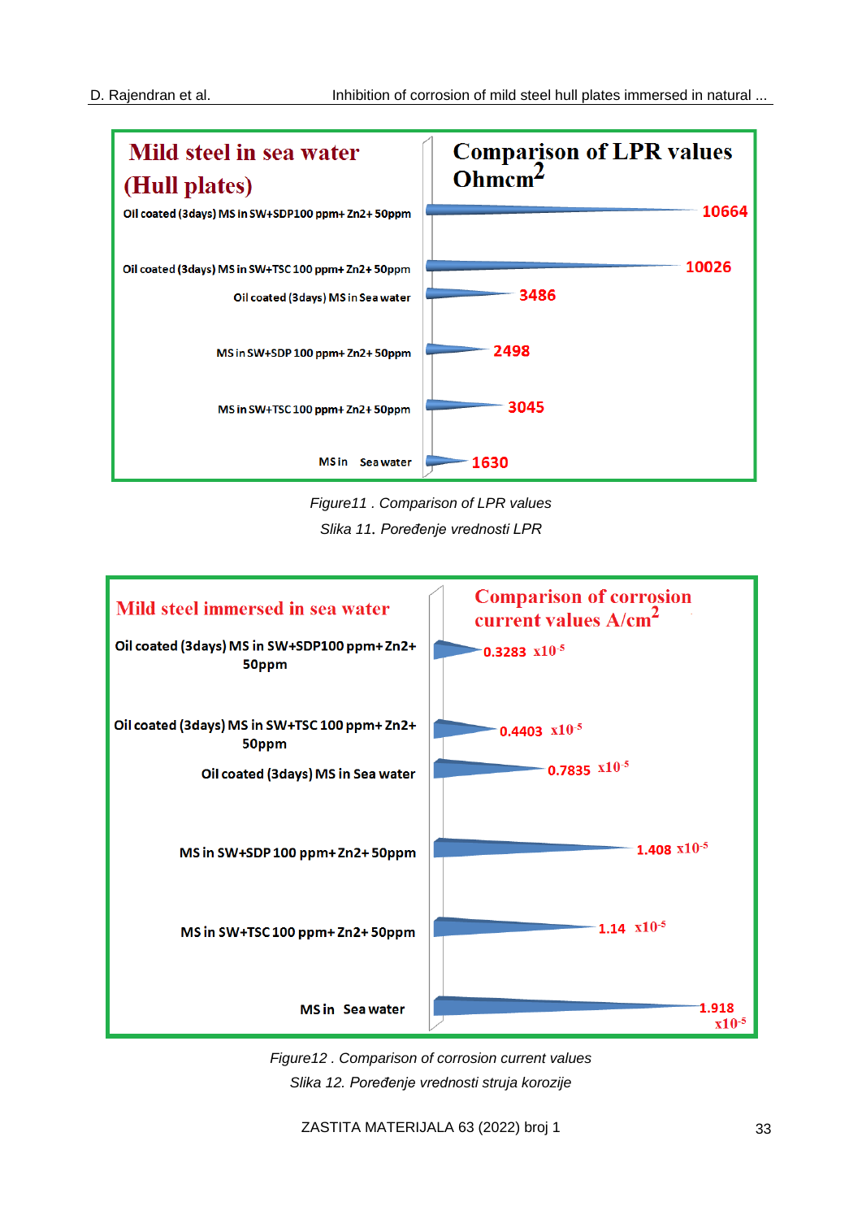| Mild steel in sea water (Hull plates) | Comparison of LPR values Ohmcm$^2$ |
|---|---|
| Oil coated (3days) MS in SW+SDP100 ppm+ Zn2+ 50ppm | 10664 |
| Oil coated (3days) MS in SW+TSC 100 ppm+ Zn2+ 50ppm | 10026 |
| Oil coated (3days) MS in Sea water | 3486 |
| MS in SW+SDP 100 ppm+ Zn2+ 50ppm | 2498 |
| MS in SW+TSC 100 ppm+ Zn2+ 50ppm | 3045 |
| MS in Sea water | 1630 |

*Figure11 . Comparison of LPR values*

*Slika 11. Poređenje vrednosti LPR*

| Mild steel immersed in sea water | Comparison of corrosion current values A/cm$^2$ |
|---|---|
| Oil coated (3days) MS in SW+SDP100 ppm+ Zn2+ 50ppm | $0.3283 \times 10^{-5}$ |
| Oil coated (3days) MS in SW+TSC 100 ppm+ Zn2+ 50ppm | $0.4403 \times 10^{-5}$ |
| Oil coated (3days) MS in Sea water | $0.7835 \times 10^{-5}$ |
| MS in SW+SDP 100 ppm+ Zn2+ 50ppm | $1.408 \times 10^{-5}$ |
| MS in SW+TSC 100 ppm+ Zn2+ 50ppm | $1.14 \times 10^{-5}$ |
| MS in Sea water | $1.918 \times 10^{-5}$ |

*Figure12 . Comparison of corrosion current values*

*Slika 12. Poređenje vrednosti struja korozije*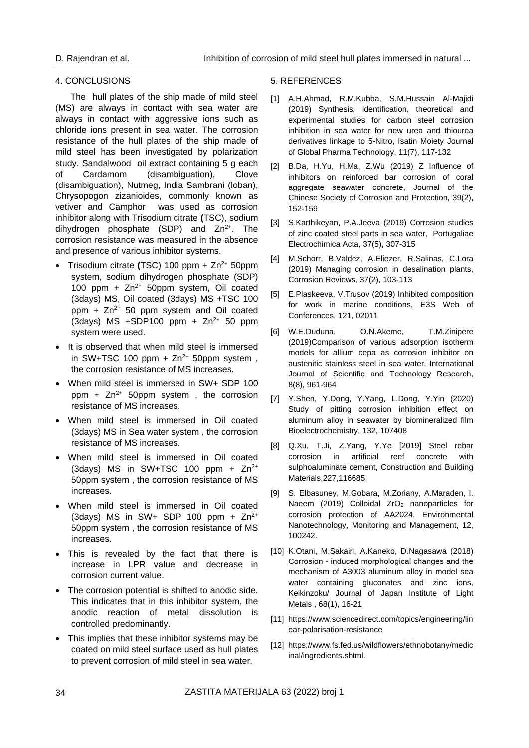## 4. CONCLUSIONS

The hull plates of the ship made of mild steel (MS) are always in contact with sea water are always in contact with aggressive ions such as chloride ions present in sea water. The corrosion resistance of the hull plates of the ship made of mild steel has been investigated by polarization study. Sandalwood oil extract containing 5 g each of Cardamom (disambiguation), Clove (disambiguation), Nutmeg, India Sambrani (loban), Chrysopogon zizanioides, commonly known as vetiver and Camphor was used as corrosion inhibitor along with Trisodium citrate **(**TSC), sodium dihydrogen phosphate (SDP) and $Zn^{2+}$. The corrosion resistance was measured in the absence and presence of various inhibitor systems.

- Trisodium citrate **(**TSC) 100 ppm + $Zn^{2+}$ 50ppm system, sodium dihydrogen phosphate (SDP) 100 ppm + $Zn^{2+}$ 50ppm system, Oil coated (3days) MS, Oil coated (3days) MS +TSC 100 ppm + $Zn^{2+}$ 50 ppm system and Oil coated (3days) MS +SDP100 ppm + $Zn^{2+}$ 50 ppm system were used.
- It is observed that when mild steel is immersed in SW+TSC 100 ppm + $Zn^{2+}$ 50ppm system , the corrosion resistance of MS increases.
- When mild steel is immersed in SW+ SDP 100 ppm + $Zn^{2+}$ 50ppm system , the corrosion resistance of MS increases.
- When mild steel is immersed in Oil coated (3days) MS in Sea water system , the corrosion resistance of MS increases.
- When mild steel is immersed in Oil coated (3days) MS in SW+TSC 100 ppm + $Zn^{2+}$ 50ppm system , the corrosion resistance of MS increases.
- When mild steel is immersed in Oil coated (3days) MS in SW+ SDP 100 ppm + $Zn^{2+}$ 50ppm system , the corrosion resistance of MS increases.
- This is revealed by the fact that there is increase in LPR value and decrease in corrosion current value.
- The corrosion potential is shifted to anodic side. This indicates that in this inhibitor system, the anodic reaction of metal dissolution is controlled predominantly.
- This implies that these inhibitor systems may be coated on mild steel surface used as hull plates to prevent corrosion of mild steel in sea water.

## 5. REFERENCES

[1] A.H.Ahmad, R.M.Kubba, S.M.Hussain Al-Majidi (2019) Synthesis, identification, theoretical and experimental studies for carbon steel corrosion inhibition in sea water for new urea and thiourea derivatives linkage to 5-Nitro, Isatin Moiety Journal of Global Pharma Technology, 11(7), 117-132

[2] B.Da, H.Yu, H.Ma, Z.Wu (2019) Z Influence of inhibitors on reinforced bar corrosion of coral aggregate seawater concrete, Journal of the Chinese Society of Corrosion and Protection, 39(2), 152-159

[3] S.Karthikeyan, P.A.Jeeva (2019) Corrosion studies of zinc coated steel parts in sea water, Portugaliae Electrochimica Acta, 37(5), 307-315

[4] M.Schorr, B.Valdez, A.Eliezer, R.Salinas, C.Lora (2019) Managing corrosion in desalination plants, Corrosion Reviews, 37(2), 103-113

[5] E.Plaskeeva, V.Trusov (2019) Inhibited composition for work in marine conditions, E3S Web of Conferences, 121, 02011

[6] W.E.Duduna, O.N.Akeme, T.M.Zinipere (2019)Comparison of various adsorption isotherm models for allium cepa as corrosion inhibitor on austenitic stainless steel in sea water, International Journal of Scientific and Technology Research, 8(8), 961-964

[7] Y.Shen, Y.Dong, Y.Yang, L.Dong, Y.Yin (2020) Study of pitting corrosion inhibition effect on aluminum alloy in seawater by biomineralized film Bioelectrochemistry, 132, 107408

[8] Q.Xu, T.Ji, Z.Yang, Y.Ye [2019] Steel rebar corrosion in artificial reef concrete with sulphoaluminate cement, Construction and Building Materials,227,116685

[9] S. Elbasuney, M.Gobara, M.Zoriany, A.Maraden, I. Naeem (2019) Colloidal $ZrO_2$ nanoparticles for corrosion protection of AA2024, Environmental Nanotechnology, Monitoring and Management, 12, 100242.

[10] K.Otani, M.Sakairi, A.Kaneko, D.Nagasawa (2018) Corrosion - induced morphological changes and the mechanism of A3003 aluminum alloy in model sea water containing gluconates and zinc ions, Keikinzoku/ Journal of Japan Institute of Light Metals , 68(1), 16-21

[11] https://www.sciencedirect.com/topics/engineering/linear-polarisation-resistance

[12] https://www.fs.fed.us/wildflowers/ethnobotany/medicinal/ingredients.shtml.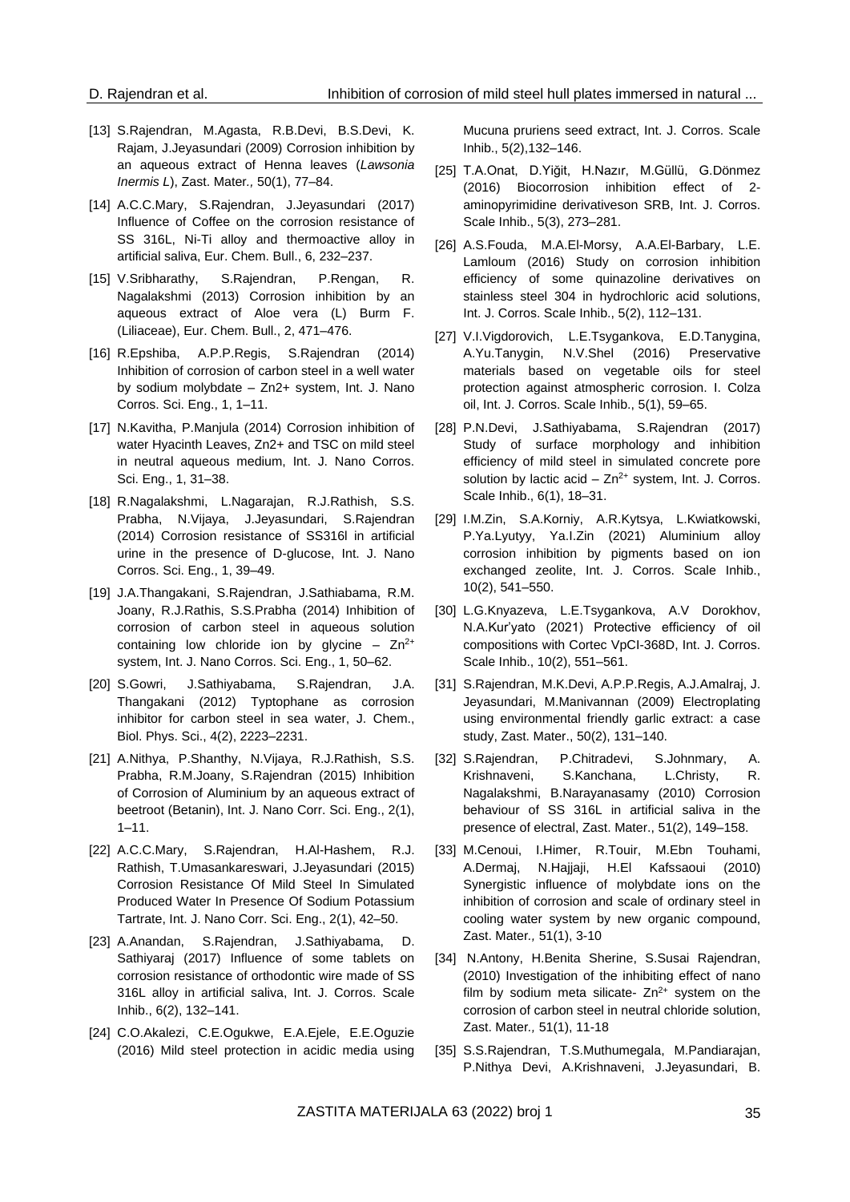[13] S.Rajendran, M.Agasta, R.B.Devi, B.S.Devi, K. Rajam, J.Jeyasundari (2009) Corrosion inhibition by an aqueous extract of Henna leaves (*Lawsonia Inermis L*), Zast. Mater., 50(1), 77–84.

[14] A.C.C.Mary, S.Rajendran, J.Jeyasundari (2017) Influence of Coffee on the corrosion resistance of SS 316L, Ni-Ti alloy and thermoactive alloy in artificial saliva, Eur. Chem. Bull., 6, 232–237.

[15] V.Sribharathy, S.Rajendran, P.Rengan, R. Nagalakshmi (2013) Corrosion inhibition by an aqueous extract of Aloe vera (L) Burm F. (Liliaceae), Eur. Chem. Bull., 2, 471–476.

[16] R.Epshiba, A.P.P.Regis, S.Rajendran (2014) Inhibition of corrosion of carbon steel in a well water by sodium molybdate – Zn2+ system, Int. J. Nano Corros. Sci. Eng., 1, 1–11.

[17] N.Kavitha, P.Manjula (2014) Corrosion inhibition of water Hyacinth Leaves, Zn2+ and TSC on mild steel in neutral aqueous medium, Int. J. Nano Corros. Sci. Eng., 1, 31–38.

[18] R.Nagalakshmi, L.Nagarajan, R.J.Rathish, S.S. Prabha, N.Vijaya, J.Jeyasundari, S.Rajendran (2014) Corrosion resistance of SS316l in artificial urine in the presence of D-glucose, Int. J. Nano Corros. Sci. Eng., 1, 39–49.

[19] J.A.Thangakani, S.Rajendran, J.Sathiabama, R.M. Joany, R.J.Rathis, S.S.Prabha (2014) Inhibition of corrosion of carbon steel in aqueous solution containing low chloride ion by glycine – $Zn^{2+}$ system, Int. J. Nano Corros. Sci. Eng., 1, 50–62.

[20] S.Gowri, J.Sathiyabama, S.Rajendran, J.A. Thangakani (2012) Typtophane as corrosion inhibitor for carbon steel in sea water, J. Chem., Biol. Phys. Sci., 4(2), 2223–2231.

[21] A.Nithya, P.Shanthy, N.Vijaya, R.J.Rathish, S.S. Prabha, R.M.Joany, S.Rajendran (2015) Inhibition of Corrosion of Aluminium by an aqueous extract of beetroot (Betanin), Int. J. Nano Corr. Sci. Eng., 2(1), 1–11.

[22] A.C.C.Mary, S.Rajendran, H.Al-Hashem, R.J. Rathish, T.Umasankareswari, J.Jeyasundari (2015) Corrosion Resistance Of Mild Steel In Simulated Produced Water In Presence Of Sodium Potassium Tartrate, Int. J. Nano Corr. Sci. Eng., 2(1), 42–50.

[23] A.Anandan, S.Rajendran, J.Sathiyabama, D. Sathiyaraj (2017) Influence of some tablets on corrosion resistance of orthodontic wire made of SS 316L alloy in artificial saliva, Int. J. Corros. Scale Inhib., 6(2), 132–141.

[24] C.O.Akalezi, C.E.Ogukwe, E.A.Ejele, E.E.Oguzie (2016) Mild steel protection in acidic media using Mucuna pruriens seed extract, Int. J. Corros. Scale Inhib., 5(2),132–146.

[25] T.A.Onat, D.Yiğit, H.Nazır, M.Güllü, G.Dönmez (2016) Biocorrosion inhibition effect of 2-aminopyrimidine derivativeson SRB, Int. J. Corros. Scale Inhib., 5(3), 273–281.

[26] A.S.Fouda, M.A.El-Morsy, A.A.El-Barbary, L.E. Lamloum (2016) Study on corrosion inhibition efficiency of some quinazoline derivatives on stainless steel 304 in hydrochloric acid solutions, Int. J. Corros. Scale Inhib., 5(2), 112–131.

[27] V.I.Vigdorovich, L.E.Tsygankova, E.D.Tanygina, A.Yu.Tanygin, N.V.Shel (2016) Preservative materials based on vegetable oils for steel protection against atmospheric corrosion. I. Colza oil, Int. J. Corros. Scale Inhib., 5(1), 59–65.

[28] P.N.Devi, J.Sathiyabama, S.Rajendran (2017) Study of surface morphology and inhibition efficiency of mild steel in simulated concrete pore solution by lactic acid – $Zn^{2+}$ system, Int. J. Corros. Scale Inhib., 6(1), 18–31.

[29] I.M.Zin, S.A.Korniy, A.R.Kytsya, L.Kwiatkowski, P.Ya.Lyutyy, Ya.I.Zin (2021) Aluminium alloy corrosion inhibition by pigments based on ion exchanged zeolite, Int. J. Corros. Scale Inhib., 10(2), 541–550.

[30] L.G.Knyazeva, L.E.Tsygankova, A.V Dorokhov, N.A.Kur'yato (2021) Protective efficiency of oil compositions with Cortec VpCI-368D, Int. J. Corros. Scale Inhib., 10(2), 551–561.

[31] S.Rajendran, M.K.Devi, A.P.P.Regis, A.J.Amalraj, J. Jeyasundari, M.Manivannan (2009) Electroplating using environmental friendly garlic extract: a case study, Zast. Mater., 50(2), 131–140.

[32] S.Rajendran, P.Chitradevi, S.Johnmary, A. Krishnaveni, S.Kanchana, L.Christy, R. Nagalakshmi, B.Narayanasamy (2010) Corrosion behaviour of SS 316L in artificial saliva in the presence of electral, Zast. Mater., 51(2), 149–158.

[33] M.Cenoui, I.Himer, R.Touir, M.Ebn Touhami, A.Dermaj, N.Hajjaji, H.El Kafssaoui (2010) Synergistic influence of molybdate ions on the inhibition of corrosion and scale of ordinary steel in cooling water system by new organic compound, Zast. Mater., 51(1), 3-10

[34] N.Antony, H.Benita Sherine, S.Susai Rajendran, (2010) Investigation of the inhibiting effect of nano film by sodium meta silicate- $Zn^{2+}$ system on the corrosion of carbon steel in neutral chloride solution, Zast. Mater., 51(1), 11-18

[35] S.S.Rajendran, T.S.Muthumegala, M.Pandiarajan, P.Nithya Devi, A.Krishnaveni, J.Jeyasundari, B.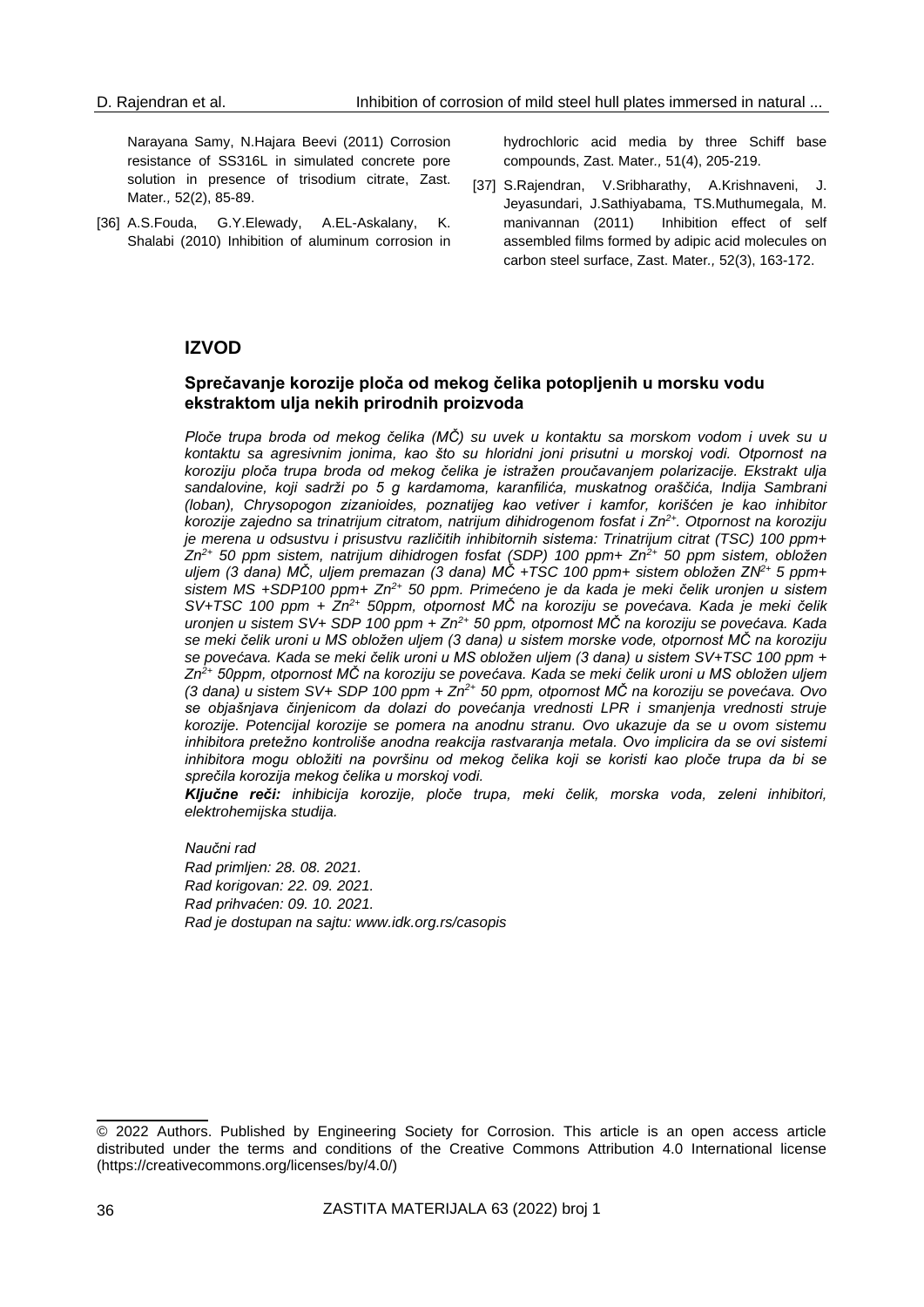Narayana Samy, N.Hajara Beevi (2011) Corrosion resistance of SS316L in simulated concrete pore solution in presence of trisodium citrate, Zast. Mater., 52(2), 85-89.

[36] A.S.Fouda, G.Y.Elewady, A.EL-Askalany, K. Shalabi (2010) Inhibition of aluminum corrosion in hydrochloric acid media by three Schiff base compounds, Zast. Mater., 51(4), 205-219.

[37] S.Rajendran, V.Sribharathy, A.Krishnaveni, J. Jeyasundari, J.Sathiyabama, TS.Muthumegala, M. manivannan (2011) Inhibition effect of self assembled films formed by adipic acid molecules on carbon steel surface, Zast. Mater., 52(3), 163-172.

## IZVOD

### Sprečavanje korozije ploča od mekog čelika potopljenih u morsku vodu ekstraktom ulja nekih prirodnih proizvoda

*Ploče trupa broda od mekog čelika (MČ) su uvek u kontaktu sa morskom vodom i uvek su u kontaktu sa agresivnim jonima, kao što su hloridni joni prisutni u morskoj vodi. Otpornost na koroziju ploča trupa broda od mekog čelika je istražen proučavanjem polarizacije. Ekstrakt ulja sandalovine, koji sadrži po 5 g kardamoma, karanfilića, muskatnog oraščića, Indija Sambrani (loban), Chrysopogon zizanioides, poznatijeg kao vetiver i kamfor, korišćen je kao inhibitor korozije zajedno sa trinatrijum citratom, natrijum dihidrogenom fosfat i $Zn^{2+}$. Otpornost na koroziju je merena u odsustvu i prisustvu različitih inhibitornih sistema: Trinatrijum citrat (TSC) 100 ppm+ $Zn^{2+}$ 50 ppm sistem, natrijum dihidrogen fosfat (SDP) 100 ppm+ $Zn^{2+}$ 50 ppm sistem, obložen uljem (3 dana) MČ, uljem premazan (3 dana) MČ +TSC 100 ppm+ sistem obložen $ZN^{2+}$ 5 ppm+ sistem MS +SDP100 ppm+ $Zn^{2+}$ 50 ppm. Primećeno je da kada je meki čelik uronjen u sistem SV+TSC 100 ppm + $Zn^{2+}$ 50ppm, otpornost MČ na koroziju se povećava. Kada je meki čelik uronjen u sistem SV+ SDP 100 ppm + $Zn^{2+}$ 50 ppm, otpornost MČ na koroziju se povećava. Kada se meki čelik uroni u MS obložen uljem (3 dana) u sistem morske vode, otpornost MČ na koroziju se povećava. Kada se meki čelik uroni u MS obložen uljem (3 dana) u sistem SV+TSC 100 ppm + $Zn^{2+}$ 50ppm, otpornost MČ na koroziju se povećava. Kada se meki čelik uroni u MS obložen uljem (3 dana) u sistem SV+ SDP 100 ppm + $Zn^{2+}$ 50 ppm, otpornost MČ na koroziju se povećava. Ovo se objašnjava činjenicom da dolazi do povećanja vrednosti LPR i smanjenja vrednosti struje korozije. Potencijal korozije se pomera na anodnu stranu. Ovo ukazuje da se u ovom sistemu inhibitora pretežno kontroliše anodna reakcija rastvaranja metala. Ovo implicira da se ovi sistemi inhibitora mogu obložiti na površinu od mekog čelika koji se koristi kao ploče trupa da bi se sprečila korozija mekog čelika u morskoj vodi.*

***Ključne reči:*** *inhibicija korozije, ploče trupa, meki čelik, morska voda, zeleni inhibitori, elektrohemijska studija.*

*Naučni rad*
*Rad primljen: 28. 08. 2021.*
*Rad korigovan: 22. 09. 2021.*
*Rad prihvaćen: 09. 10. 2021.*
*Rad je dostupan na sajtu: www.idk.org.rs/casopis*

© 2022 Authors. Published by Engineering Society for Corrosion. This article is an open access article distributed under the terms and conditions of the Creative Commons Attribution 4.0 International license (https://creativecommons.org/licenses/by/4.0/)